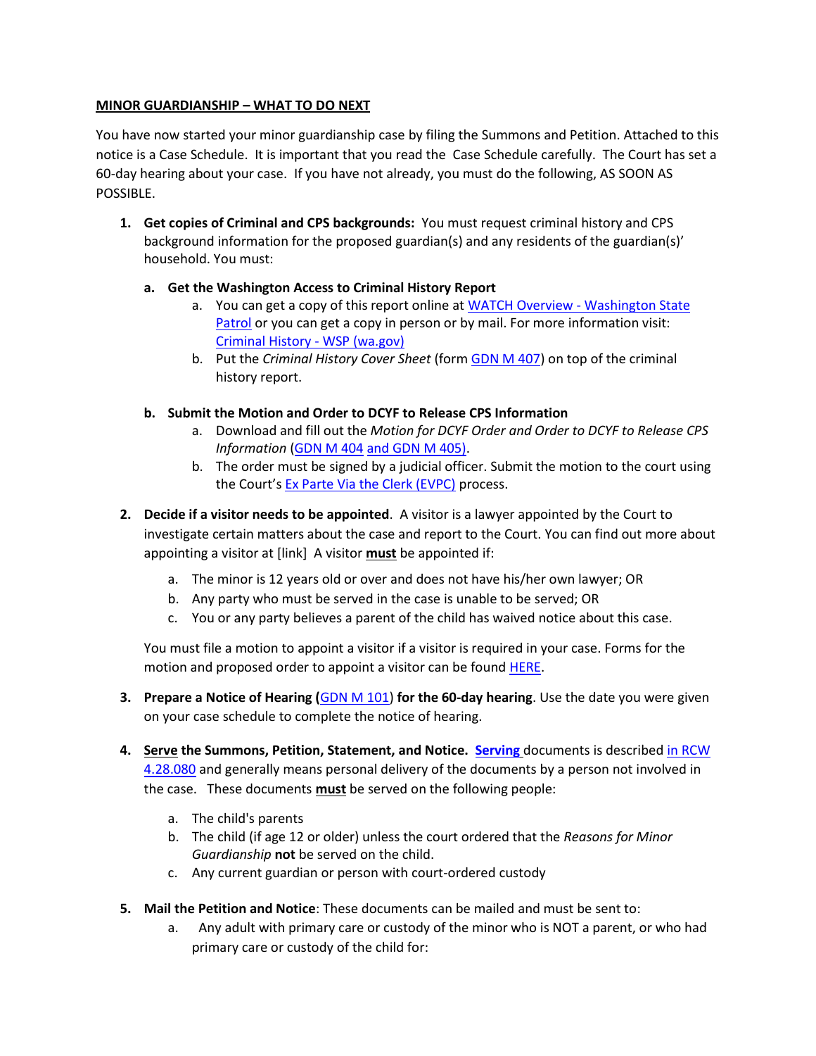**MINOR GUARDIANSHIP – WHAT TO DO NEXT**

You have now started your minor guardianship case by filing the Summons and Petition. Attached to this notice is a Case Schedule. It is important that you read the Case Schedule carefully. The Court has set a 60-day hearing about your case. If you have not already, you must do the following, AS SOON AS POSSIBLE.

1. **Get copies of Criminal and CPS backgrounds:** You must request criminal history and CPS background information for the proposed guardian(s) and any residents of the guardian(s)' household. You must:

   a. **Get the Washington Access to Criminal History Report**
      - a. You can get a copy of this report online at WATCH Overview - Washington State Patrol or you can get a copy in person or by mail. For more information visit: Criminal History - WSP (wa.gov)
      - b. Put the *Criminal History Cover Sheet* (form GDN M 407) on top of the criminal history report.

   b. **Submit the Motion and Order to DCYF to Release CPS Information**
      - a. Download and fill out the *Motion for DCYF Order and Order to DCYF to Release CPS Information* (GDN M 404 and GDN M 405).
      - b. The order must be signed by a judicial officer. Submit the motion to the court using the Court's Ex Parte Via the Clerk (EVPC) process.

2. **Decide if a visitor needs to be appointed**. A visitor is a lawyer appointed by the Court to investigate certain matters about the case and report to the Court. You can find out more about appointing a visitor at [link] A visitor **must** be appointed if:

   a. The minor is 12 years old or over and does not have his/her own lawyer; OR
   b. Any party who must be served in the case is unable to be served; OR
   c. You or any party believes a parent of the child has waived notice about this case.

   You must file a motion to appoint a visitor if a visitor is required in your case. Forms for the motion and proposed order to appoint a visitor can be found HERE.

3. **Prepare a Notice of Hearing (**GDN M 101**) for the 60-day hearing**. Use the date you were given on your case schedule to complete the notice of hearing.

4. **Serve the Summons, Petition, Statement, and Notice.** **Serving** documents is described in RCW 4.28.080 and generally means personal delivery of the documents by a person not involved in the case. These documents **must** be served on the following people:

   a. The child's parents
   b. The child (if age 12 or older) unless the court ordered that the *Reasons for Minor Guardianship* **not** be served on the child.
   c. Any current guardian or person with court-ordered custody

5. **Mail the Petition and Notice**: These documents can be mailed and must be sent to:
   a. Any adult with primary care or custody of the minor who is NOT a parent, or who had primary care or custody of the child for: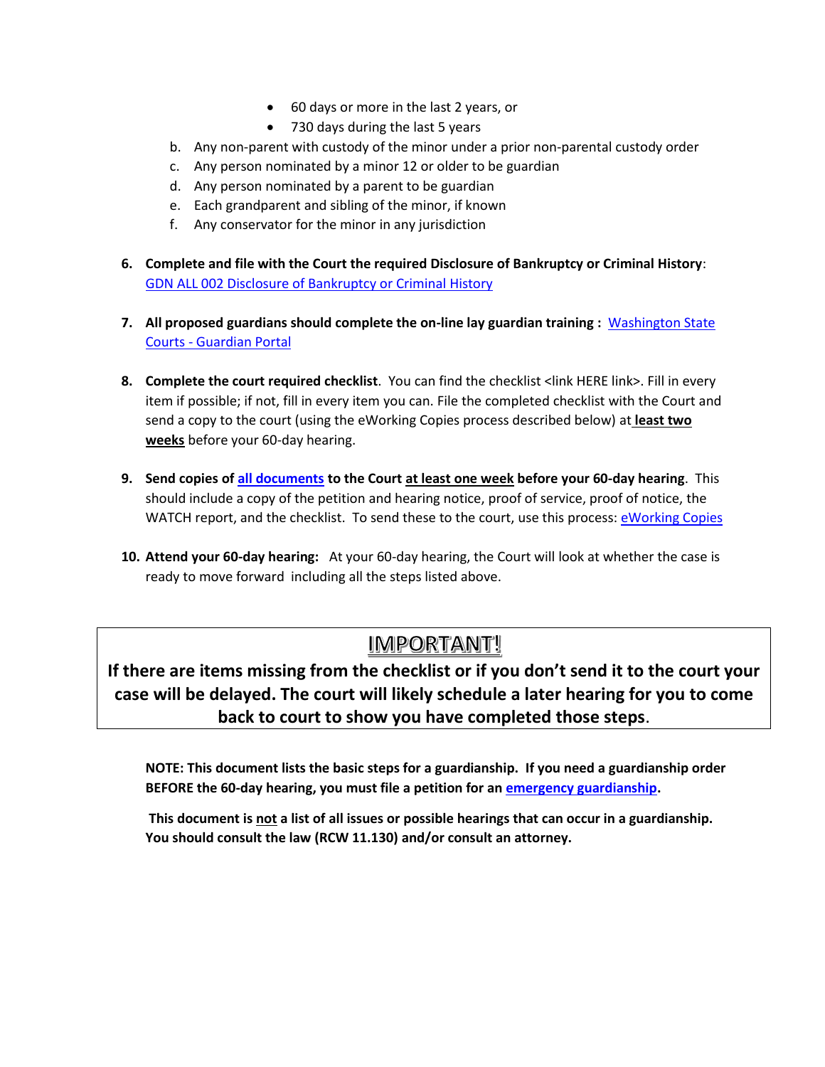- 60 days or more in the last 2 years, or
- 730 days during the last 5 years

b. Any non-parent with custody of the minor under a prior non-parental custody order
c. Any person nominated by a minor 12 or older to be guardian
d. Any person nominated by a parent to be guardian
e. Each grandparent and sibling of the minor, if known
f. Any conservator for the minor in any jurisdiction

6. **Complete and file with the Court the required Disclosure of Bankruptcy or Criminal History**: GDN ALL 002 Disclosure of Bankruptcy or Criminal History

7. **All proposed guardians should complete the on-line lay guardian training :** Washington State Courts - Guardian Portal

8. **Complete the court required checklist**. You can find the checklist <link HERE link>. Fill in every item if possible; if not, fill in every item you can. File the completed checklist with the Court and send a copy to the court (using the eWorking Copies process described below) at **least two weeks** before your 60-day hearing.

9. **Send copies of all documents to the Court at least one week before your 60-day hearing**. This should include a copy of the petition and hearing notice, proof of service, proof of notice, the WATCH report, and the checklist. To send these to the court, use this process: eWorking Copies

10. **Attend your 60-day hearing:** At your 60-day hearing, the Court will look at whether the case is ready to move forward including all the steps listed above.

## IMPORTANT!

**If there are items missing from the checklist or if you don't send it to the court your case will be delayed. The court will likely schedule a later hearing for you to come back to court to show you have completed those steps.**

**NOTE: This document lists the basic steps for a guardianship. If you need a guardianship order BEFORE the 60-day hearing, you must file a petition for an emergency guardianship.**

**This document is not a list of all issues or possible hearings that can occur in a guardianship. You should consult the law (RCW 11.130) and/or consult an attorney.**